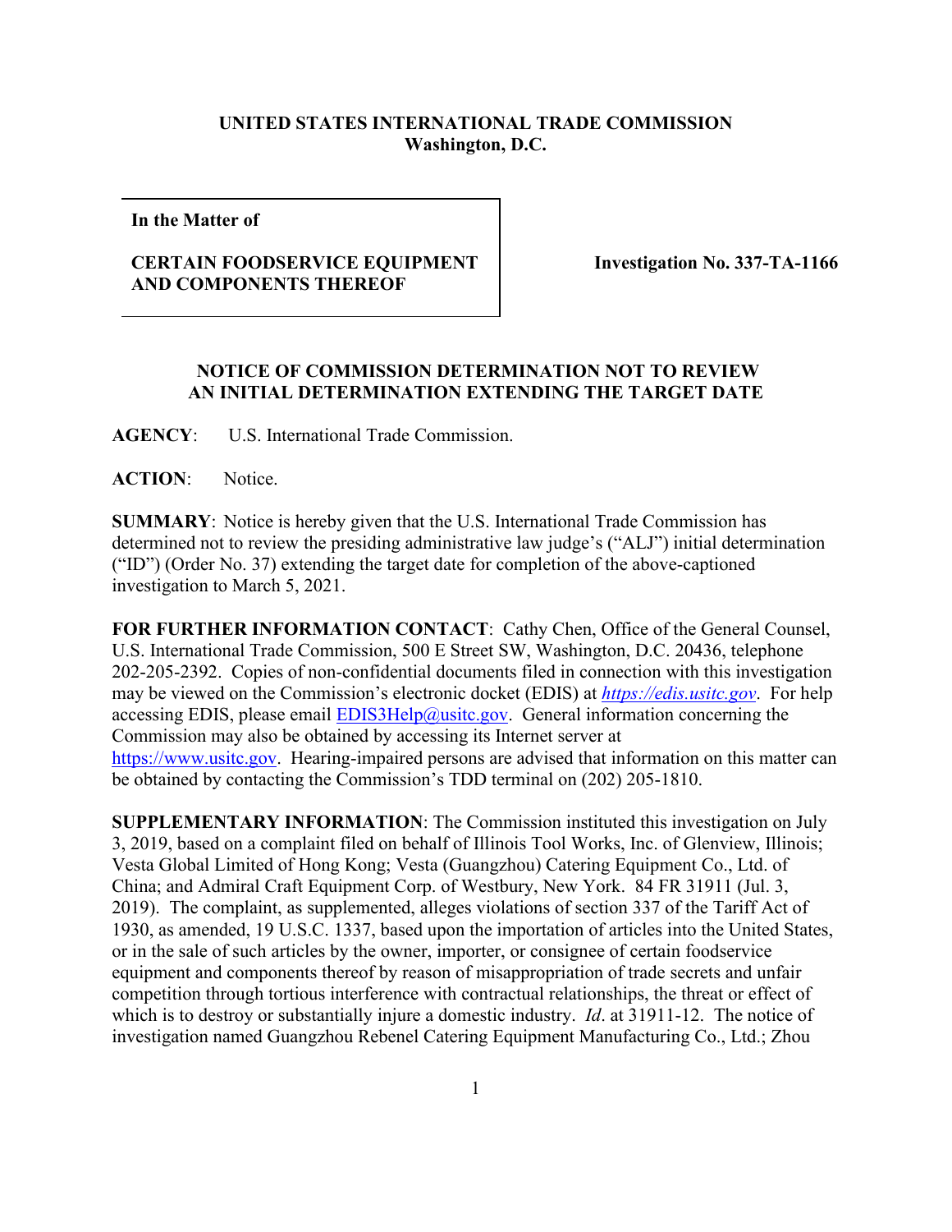**UNITED STATES INTERNATIONAL TRADE COMMISSION**
**Washington, D.C.**

| | |
|---|---|
| **In the Matter of**<br><br>**CERTAIN FOODSERVICE EQUIPMENT AND COMPONENTS THEREOF** | **Investigation No. 337-TA-1166** |

## NOTICE OF COMMISSION DETERMINATION NOT TO REVIEW AN INITIAL DETERMINATION EXTENDING THE TARGET DATE

**AGENCY**: U.S. International Trade Commission.

**ACTION**: Notice.

**SUMMARY**: Notice is hereby given that the U.S. International Trade Commission has determined not to review the presiding administrative law judge's ("ALJ") initial determination ("ID") (Order No. 37) extending the target date for completion of the above-captioned investigation to March 5, 2021.

**FOR FURTHER INFORMATION CONTACT**: Cathy Chen, Office of the General Counsel, U.S. International Trade Commission, 500 E Street SW, Washington, D.C. 20436, telephone 202-205-2392. Copies of non-confidential documents filed in connection with this investigation may be viewed on the Commission's electronic docket (EDIS) at *https://edis.usitc.gov*. For help accessing EDIS, please email EDIS3Help@usitc.gov. General information concerning the Commission may also be obtained by accessing its Internet server at https://www.usitc.gov. Hearing-impaired persons are advised that information on this matter can be obtained by contacting the Commission's TDD terminal on (202) 205-1810.

**SUPPLEMENTARY INFORMATION**: The Commission instituted this investigation on July 3, 2019, based on a complaint filed on behalf of Illinois Tool Works, Inc. of Glenview, Illinois; Vesta Global Limited of Hong Kong; Vesta (Guangzhou) Catering Equipment Co., Ltd. of China; and Admiral Craft Equipment Corp. of Westbury, New York. 84 FR 31911 (Jul. 3, 2019). The complaint, as supplemented, alleges violations of section 337 of the Tariff Act of 1930, as amended, 19 U.S.C. 1337, based upon the importation of articles into the United States, or in the sale of such articles by the owner, importer, or consignee of certain foodservice equipment and components thereof by reason of misappropriation of trade secrets and unfair competition through tortious interference with contractual relationships, the threat or effect of which is to destroy or substantially injure a domestic industry. *Id*. at 31911-12. The notice of investigation named Guangzhou Rebenel Catering Equipment Manufacturing Co., Ltd.; Zhou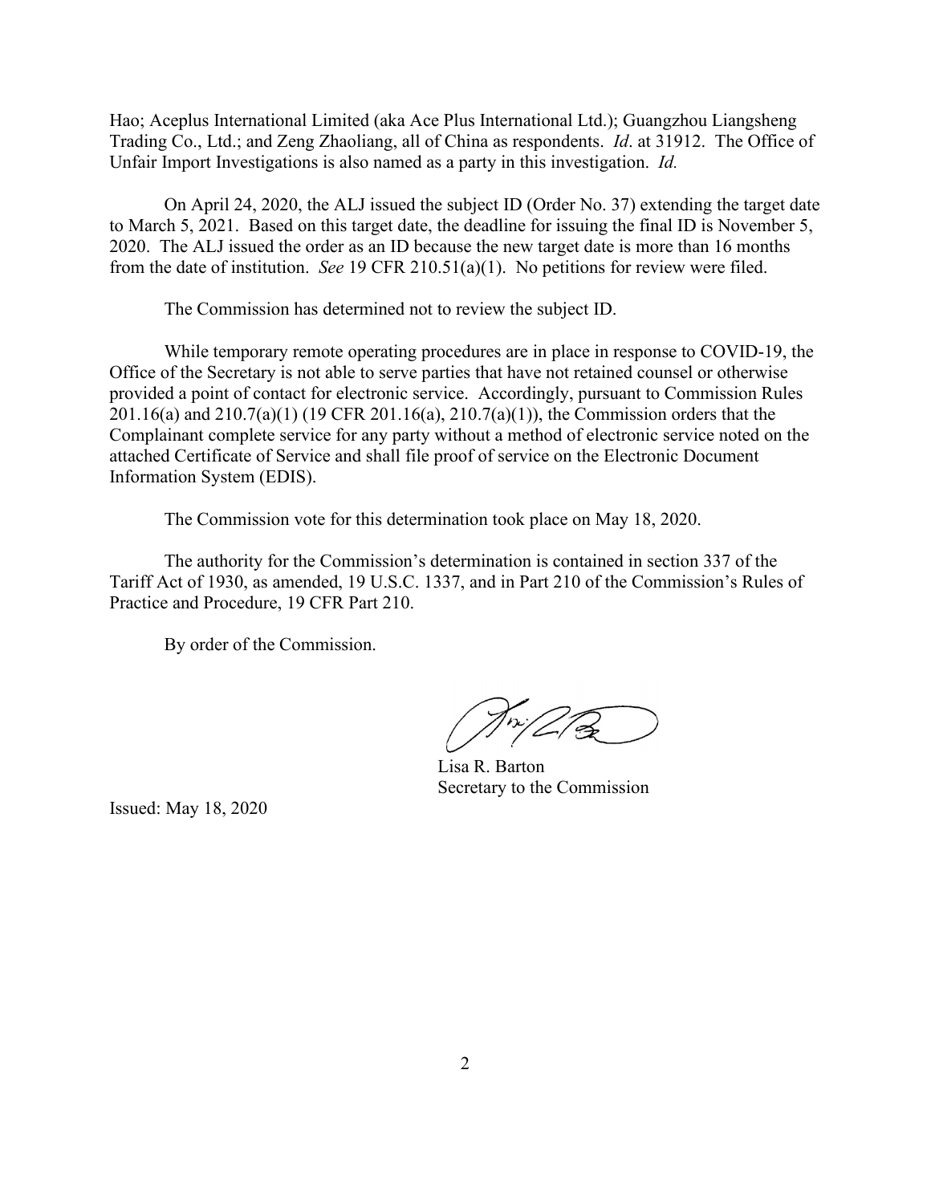Hao; Aceplus International Limited (aka Ace Plus International Ltd.); Guangzhou Liangsheng Trading Co., Ltd.; and Zeng Zhaoliang, all of China as respondents. *Id*. at 31912. The Office of Unfair Import Investigations is also named as a party in this investigation. *Id.*

On April 24, 2020, the ALJ issued the subject ID (Order No. 37) extending the target date to March 5, 2021. Based on this target date, the deadline for issuing the final ID is November 5, 2020. The ALJ issued the order as an ID because the new target date is more than 16 months from the date of institution. *See* 19 CFR 210.51(a)(1). No petitions for review were filed.

The Commission has determined not to review the subject ID.

While temporary remote operating procedures are in place in response to COVID-19, the Office of the Secretary is not able to serve parties that have not retained counsel or otherwise provided a point of contact for electronic service. Accordingly, pursuant to Commission Rules 201.16(a) and 210.7(a)(1) (19 CFR 201.16(a), 210.7(a)(1)), the Commission orders that the Complainant complete service for any party without a method of electronic service noted on the attached Certificate of Service and shall file proof of service on the Electronic Document Information System (EDIS).

The Commission vote for this determination took place on May 18, 2020.

The authority for the Commission's determination is contained in section 337 of the Tariff Act of 1930, as amended, 19 U.S.C. 1337, and in Part 210 of the Commission's Rules of Practice and Procedure, 19 CFR Part 210.

By order of the Commission.

Lisa R. Barton
Secretary to the Commission

Issued: May 18, 2020